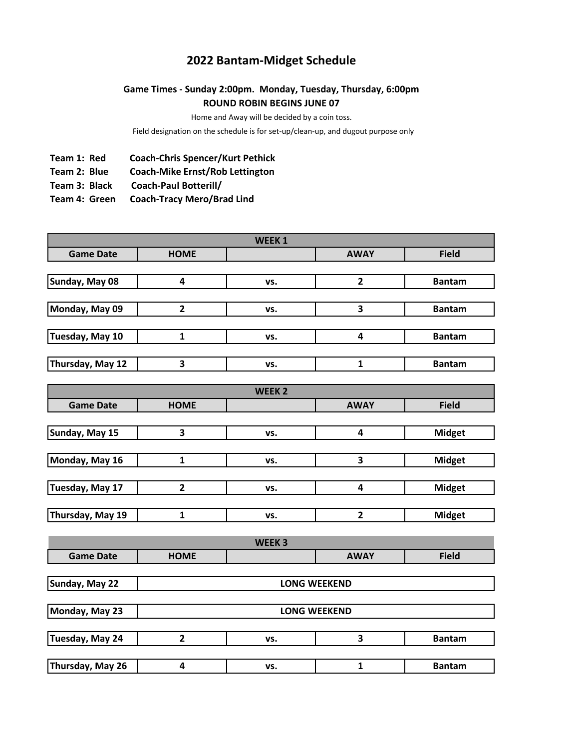# 2022 Bantam-Midget Schedule

**Game Times - Sunday 2:00pm. Monday, Tuesday, Thursday, 6:00pm**
**ROUND ROBIN BEGINS JUNE 07**

Home and Away will be decided by a coin toss.

Field designation on the schedule is for set-up/clean-up, and dugout purpose only

**Team 1: Red** **Coach-Chris Spencer/Kurt Pethick**
**Team 2: Blue** **Coach-Mike Ernst/Rob Lettington**
**Team 3: Black** **Coach-Paul Botterill/**
**Team 4: Green** **Coach-Tracy Mero/Brad Lind**

| WEEK 1 | | | | |
|---|---|---|---|---|
| **Game Date** | **HOME** | | **AWAY** | **Field** |
| Sunday, May 08 | 4 | vs. | 2 | Bantam |
| Monday, May 09 | 2 | vs. | 3 | Bantam |
| Tuesday, May 10 | 1 | vs. | 4 | Bantam |
| Thursday, May 12 | 3 | vs. | 1 | Bantam |

| WEEK 2 | | | | |
|---|---|---|---|---|
| **Game Date** | **HOME** | | **AWAY** | **Field** |
| Sunday, May 15 | 3 | vs. | 4 | Midget |
| Monday, May 16 | 1 | vs. | 3 | Midget |
| Tuesday, May 17 | 2 | vs. | 4 | Midget |
| Thursday, May 19 | 1 | vs. | 2 | Midget |

| WEEK 3 | | | | |
|---|---|---|---|---|
| **Game Date** | **HOME** | | **AWAY** | **Field** |
| Sunday, May 22 | LONG WEEKEND | | | |
| Monday, May 23 | LONG WEEKEND | | | |
| Tuesday, May 24 | 2 | vs. | 3 | Bantam |
| Thursday, May 26 | 4 | vs. | 1 | Bantam |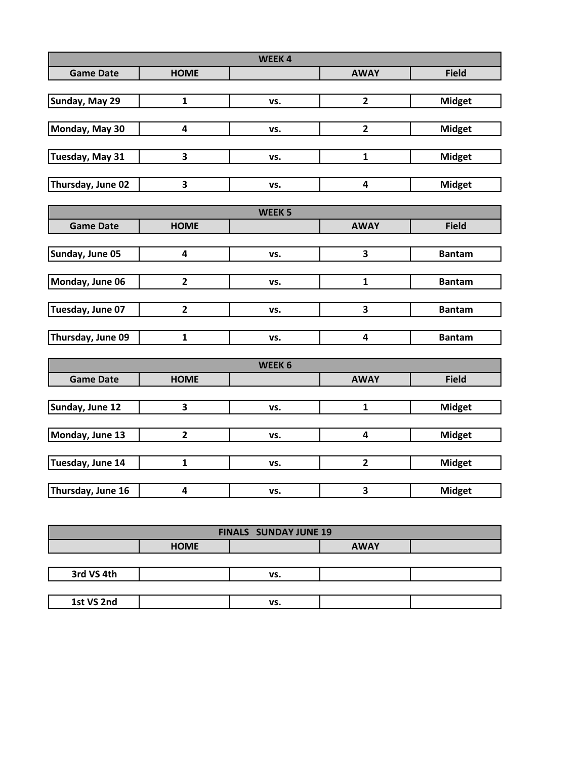| WEEK 4 | | | | |
|---|---|---|---|---|
| **Game Date** | **HOME** | | **AWAY** | **Field** |
| **Sunday, May 29** | **1** | **vs.** | **2** | **Midget** |
| **Monday, May 30** | **4** | **vs.** | **2** | **Midget** |
| **Tuesday, May 31** | **3** | **vs.** | **1** | **Midget** |
| **Thursday, June 02** | **3** | **vs.** | **4** | **Midget** |

| WEEK 5 | | | | |
|---|---|---|---|---|
| **Game Date** | **HOME** | | **AWAY** | **Field** |
| **Sunday, June 05** | **4** | **vs.** | **3** | **Bantam** |
| **Monday, June 06** | **2** | **vs.** | **1** | **Bantam** |
| **Tuesday, June 07** | **2** | **vs.** | **3** | **Bantam** |
| **Thursday, June 09** | **1** | **vs.** | **4** | **Bantam** |

| WEEK 6 | | | | |
|---|---|---|---|---|
| **Game Date** | **HOME** | | **AWAY** | **Field** |
| **Sunday, June 12** | **3** | **vs.** | **1** | **Midget** |
| **Monday, June 13** | **2** | **vs.** | **4** | **Midget** |
| **Tuesday, June 14** | **1** | **vs.** | **2** | **Midget** |
| **Thursday, June 16** | **4** | **vs.** | **3** | **Midget** |

| FINALS SUNDAY JUNE 19 | | | | |
|---|---|---|---|---|
| | **HOME** | | **AWAY** | |
| **3rd VS 4th** | | **vs.** | | |
| **1st VS 2nd** | | **vs.** | | |